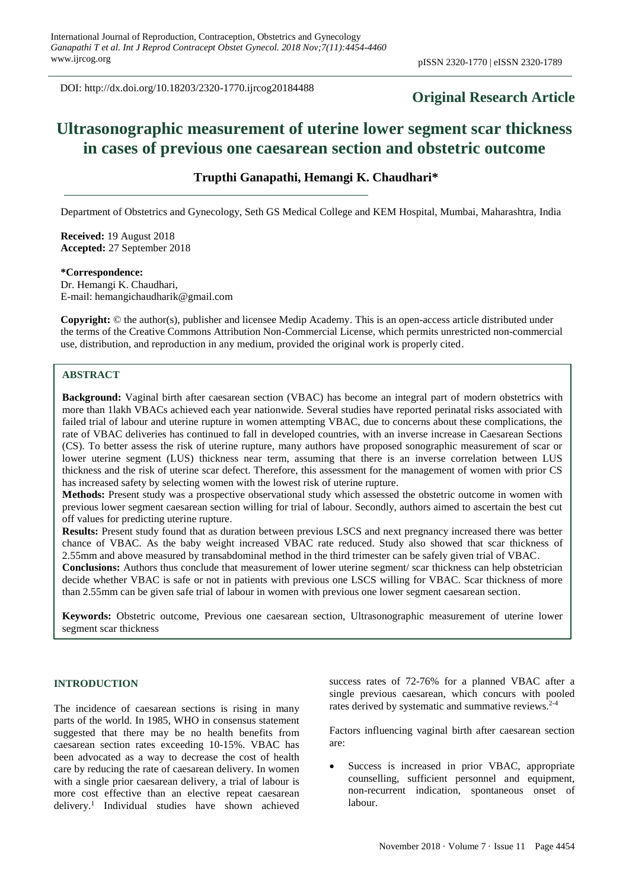DOI: http://dx.doi.org/10.18203/2320-1770.ijrcog20184488

**Original Research Article**

# Ultrasonographic measurement of uterine lower segment scar thickness in cases of previous one caesarean section and obstetric outcome

**Trupthi Ganapathi, Hemangi K. Chaudhari***

Department of Obstetrics and Gynecology, Seth GS Medical College and KEM Hospital, Mumbai, Maharashtra, India

**Received:** 19 August 2018
**Accepted:** 27 September 2018

**\*Correspondence:**
Dr. Hemangi K. Chaudhari,
E-mail: hemangichaudharik@gmail.com

**Copyright:** © the author(s), publisher and licensee Medip Academy. This is an open-access article distributed under the terms of the Creative Commons Attribution Non-Commercial License, which permits unrestricted non-commercial use, distribution, and reproduction in any medium, provided the original work is properly cited.

## ABSTRACT

**Background:** Vaginal birth after caesarean section (VBAC) has become an integral part of modern obstetrics with more than 1lakh VBACs achieved each year nationwide. Several studies have reported perinatal risks associated with failed trial of labour and uterine rupture in women attempting VBAC, due to concerns about these complications, the rate of VBAC deliveries has continued to fall in developed countries, with an inverse increase in Caesarean Sections (CS). To better assess the risk of uterine rupture, many authors have proposed sonographic measurement of scar or lower uterine segment (LUS) thickness near term, assuming that there is an inverse correlation between LUS thickness and the risk of uterine scar defect. Therefore, this assessment for the management of women with prior CS has increased safety by selecting women with the lowest risk of uterine rupture.

**Methods:** Present study was a prospective observational study which assessed the obstetric outcome in women with previous lower segment caesarean section willing for trial of labour. Secondly, authors aimed to ascertain the best cut off values for predicting uterine rupture.

**Results:** Present study found that as duration between previous LSCS and next pregnancy increased there was better chance of VBAC. As the baby weight increased VBAC rate reduced. Study also showed that scar thickness of 2.55mm and above measured by transabdominal method in the third trimester can be safely given trial of VBAC.

**Conclusions:** Authors thus conclude that measurement of lower uterine segment/ scar thickness can help obstetrician decide whether VBAC is safe or not in patients with previous one LSCS willing for VBAC. Scar thickness of more than 2.55mm can be given safe trial of labour in women with previous one lower segment caesarean section.

**Keywords:** Obstetric outcome, Previous one caesarean section, Ultrasonographic measurement of uterine lower segment scar thickness

## INTRODUCTION

The incidence of caesarean sections is rising in many parts of the world. In 1985, WHO in consensus statement suggested that there may be no health benefits from caesarean section rates exceeding 10-15%. VBAC has been advocated as a way to decrease the cost of health care by reducing the rate of caesarean delivery. In women with a single prior caesarean delivery, a trial of labour is more cost effective than an elective repeat caesarean delivery.[1] Individual studies have shown achieved success rates of 72-76% for a planned VBAC after a single previous caesarean, which concurs with pooled rates derived by systematic and summative reviews.[2-4]

Factors influencing vaginal birth after caesarean section are:

- Success is increased in prior VBAC, appropriate counselling, sufficient personnel and equipment, non-recurrent indication, spontaneous onset of labour.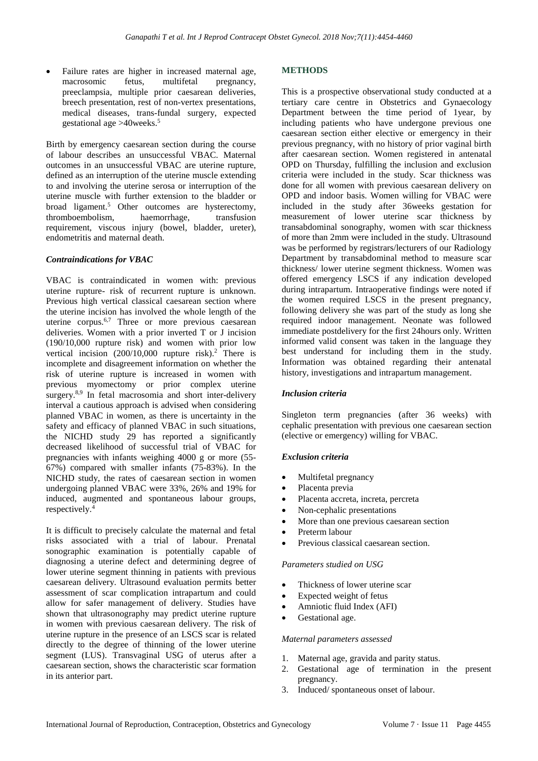- Failure rates are higher in increased maternal age, macrosomic fetus, multifetal pregnancy, preeclampsia, multiple prior caesarean deliveries, breech presentation, rest of non-vertex presentations, medical diseases, trans-fundal surgery, expected gestational age >40weeks.[5]

Birth by emergency caesarean section during the course of labour describes an unsuccessful VBAC. Maternal outcomes in an unsuccessful VBAC are uterine rupture, defined as an interruption of the uterine muscle extending to and involving the uterine serosa or interruption of the uterine muscle with further extension to the bladder or broad ligament.[5] Other outcomes are hysterectomy, thromboembolism, haemorrhage, transfusion requirement, viscous injury (bowel, bladder, ureter), endometritis and maternal death.

### *Contraindications for VBAC*

VBAC is contraindicated in women with: previous uterine rupture- risk of recurrent rupture is unknown. Previous high vertical classical caesarean section where the uterine incision has involved the whole length of the uterine corpus.[6,7] Three or more previous caesarean deliveries. Women with a prior inverted T or J incision (190/10,000 rupture risk) and women with prior low vertical incision (200/10,000 rupture risk).[2] There is incomplete and disagreement information on whether the risk of uterine rupture is increased in women with previous myomectomy or prior complex uterine surgery.[8,9] In fetal macrosomia and short inter-delivery interval a cautious approach is advised when considering planned VBAC in women, as there is uncertainty in the safety and efficacy of planned VBAC in such situations, the NICHD study 29 has reported a significantly decreased likelihood of successful trial of VBAC for pregnancies with infants weighing 4000 g or more (55-67%) compared with smaller infants (75-83%). In the NICHD study, the rates of caesarean section in women undergoing planned VBAC were 33%, 26% and 19% for induced, augmented and spontaneous labour groups, respectively.[4]

It is difficult to precisely calculate the maternal and fetal risks associated with a trial of labour. Prenatal sonographic examination is potentially capable of diagnosing a uterine defect and determining degree of lower uterine segment thinning in patients with previous caesarean delivery. Ultrasound evaluation permits better assessment of scar complication intrapartum and could allow for safer management of delivery. Studies have shown that ultrasonography may predict uterine rupture in women with previous caesarean delivery. The risk of uterine rupture in the presence of an LSCS scar is related directly to the degree of thinning of the lower uterine segment (LUS). Transvaginal USG of uterus after a caesarean section, shows the characteristic scar formation in its anterior part.

## METHODS

This is a prospective observational study conducted at a tertiary care centre in Obstetrics and Gynaecology Department between the time period of 1year, by including patients who have undergone previous one caesarean section either elective or emergency in their previous pregnancy, with no history of prior vaginal birth after caesarean section. Women registered in antenatal OPD on Thursday, fulfilling the inclusion and exclusion criteria were included in the study. Scar thickness was done for all women with previous caesarean delivery on OPD and indoor basis. Women willing for VBAC were included in the study after 36weeks gestation for measurement of lower uterine scar thickness by transabdominal sonography, women with scar thickness of more than 2mm were included in the study. Ultrasound was be performed by registrars/lecturers of our Radiology Department by transabdominal method to measure scar thickness/ lower uterine segment thickness. Women was offered emergency LSCS if any indication developed during intrapartum. Intraoperative findings were noted if the women required LSCS in the present pregnancy, following delivery she was part of the study as long she required indoor management. Neonate was followed immediate postdelivery for the first 24hours only. Written informed valid consent was taken in the language they best understand for including them in the study. Information was obtained regarding their antenatal history, investigations and intrapartum management.

### *Inclusion criteria*

Singleton term pregnancies (after 36 weeks) with cephalic presentation with previous one caesarean section (elective or emergency) willing for VBAC.

### *Exclusion criteria*

- Multifetal pregnancy
- Placenta previa
- Placenta accreta, increta, percreta
- Non-cephalic presentations
- More than one previous caesarean section
- Preterm labour
- Previous classical caesarean section.

#### *Parameters studied on USG*

- Thickness of lower uterine scar
- Expected weight of fetus
- Amniotic fluid Index (AFI)
- Gestational age.

#### *Maternal parameters assessed*

1. Maternal age, gravida and parity status.
2. Gestational age of termination in the present pregnancy.
3. Induced/ spontaneous onset of labour.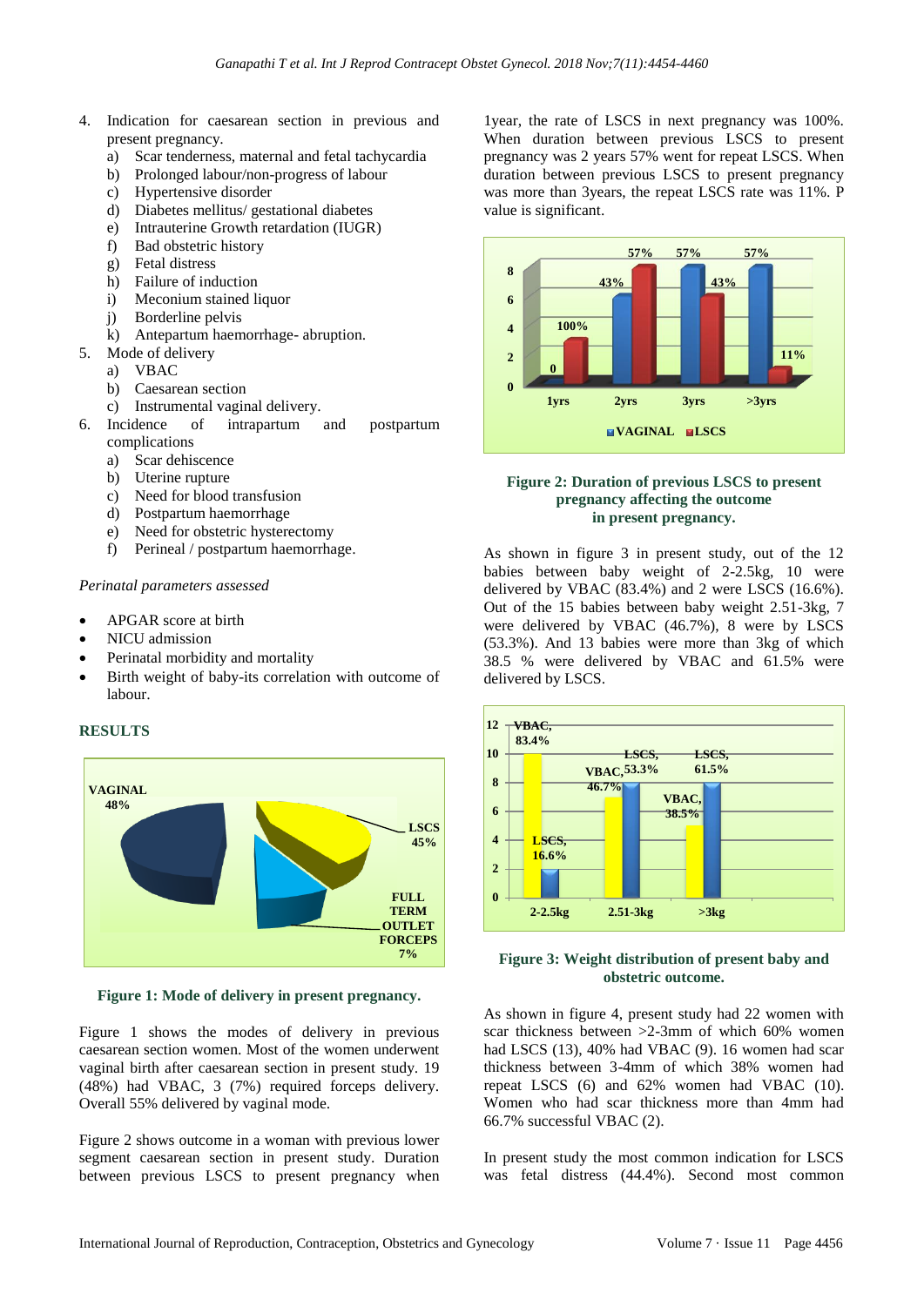4. Indication for caesarean section in previous and present pregnancy.
   a) Scar tenderness, maternal and fetal tachycardia
   b) Prolonged labour/non-progress of labour
   c) Hypertensive disorder
   d) Diabetes mellitus/ gestational diabetes
   e) Intrauterine Growth retardation (IUGR)
   f) Bad obstetric history
   g) Fetal distress
   h) Failure of induction
   i) Meconium stained liquor
   j) Borderline pelvis
   k) Antepartum haemorrhage- abruption.
5. Mode of delivery
   a) VBAC
   b) Caesarean section
   c) Instrumental vaginal delivery.
6. Incidence of intrapartum and postpartum complications
   a) Scar dehiscence
   b) Uterine rupture
   c) Need for blood transfusion
   d) Postpartum haemorrhage
   e) Need for obstetric hysterectomy
   f) Perineal / postpartum haemorrhage.

*Perinatal parameters assessed*

- APGAR score at birth
- NICU admission
- Perinatal morbidity and mortality
- Birth weight of baby-its correlation with outcome of labour.

## RESULTS

VAGINAL 48%
LSCS 45%
FULL TERM OUTLET FORCEPS 7%

**Figure 1: Mode of delivery in present pregnancy.**

Figure 1 shows the modes of delivery in previous caesarean section women. Most of the women underwent vaginal birth after caesarean section in present study. 19 (48%) had VBAC, 3 (7%) required forceps delivery. Overall 55% delivered by vaginal mode.

Figure 2 shows outcome in a woman with previous lower segment caesarean section in present study. Duration between previous LSCS to present pregnancy when 1year, the rate of LSCS in next pregnancy was 100%. When duration between previous LSCS to present pregnancy was 2 years 57% went for repeat LSCS. When duration between previous LSCS to present pregnancy was more than 3years, the repeat LSCS rate was 11%. P value is significant.

0 2 4 6 8
0 100% 43% 57% 57% 43% 57% 11%
1yrs 2yrs 3yrs >3yrs
VAGINAL LSCS

**Figure 2: Duration of previous LSCS to present pregnancy affecting the outcome in present pregnancy.**

As shown in figure 3 in present study, out of the 12 babies between baby weight of 2-2.5kg, 10 were delivered by VBAC (83.4%) and 2 were LSCS (16.6%). Out of the 15 babies between baby weight 2.51-3kg, 7 were delivered by VBAC (46.7%), 8 were by LSCS (53.3%). And 13 babies were more than 3kg of which 38.5 % were delivered by VBAC and 61.5% were delivered by LSCS.

0 2 4 6 8 10 12
VBAC, 83.4%
LSCS, 16.6%
VBAC, 46.7%
LSCS, 53.3%
VBAC, 38.5%
LSCS, 61.5%
2-2.5kg 2.51-3kg >3kg

**Figure 3: Weight distribution of present baby and obstetric outcome.**

As shown in figure 4, present study had 22 women with scar thickness between >2-3mm of which 60% women had LSCS (13), 40% had VBAC (9). 16 women had scar thickness between 3-4mm of which 38% women had repeat LSCS (6) and 62% women had VBAC (10). Women who had scar thickness more than 4mm had 66.7% successful VBAC (2).

In present study the most common indication for LSCS was fetal distress (44.4%). Second most common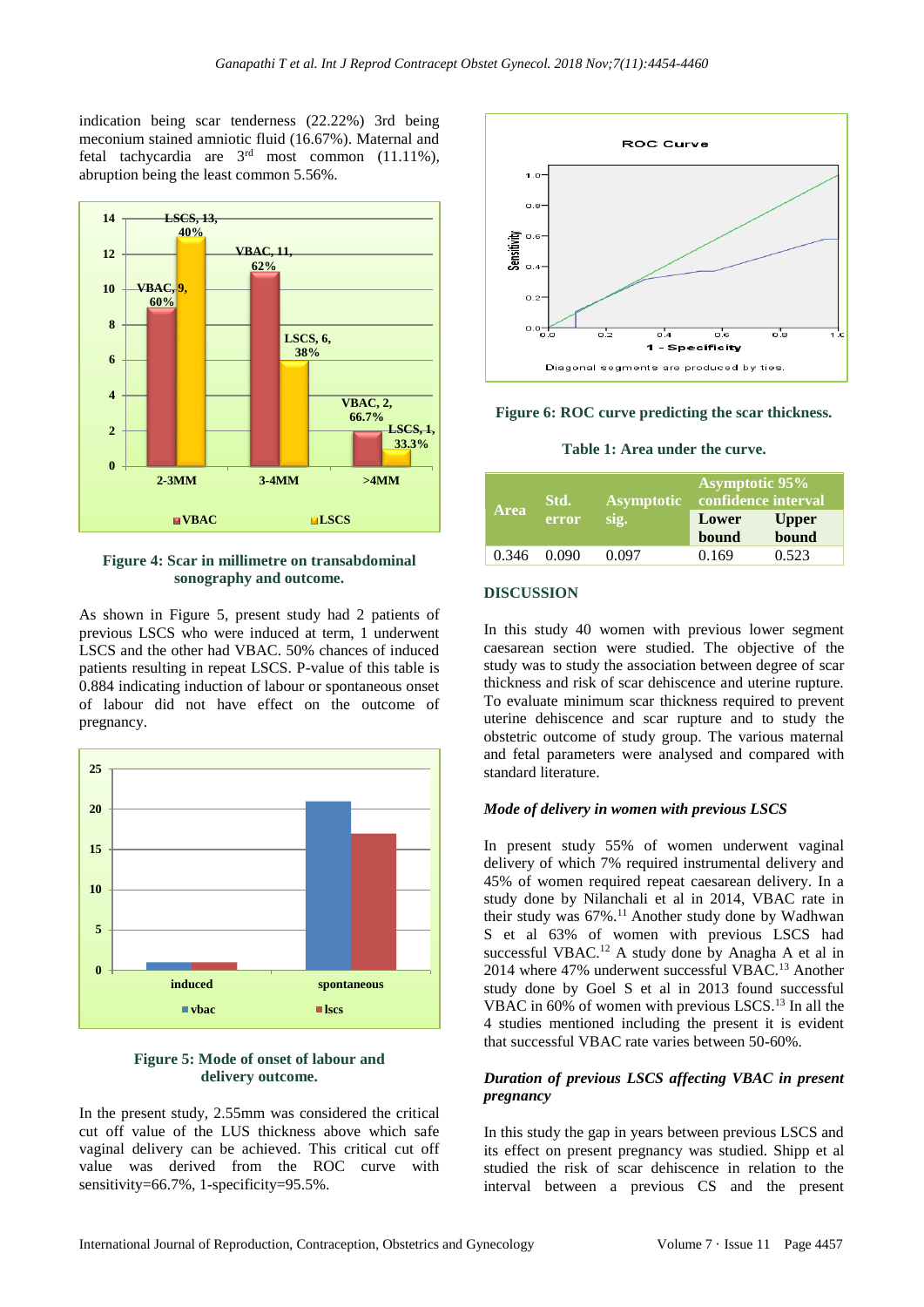indication being scar tenderness (22.22%) 3rd being meconium stained amniotic fluid (16.67%). Maternal and fetal tachycardia are 3rd most common (11.11%), abruption being the least common 5.56%.

14
12
10
8
6
4
2
0
LSCS, 13, 40%
VBAC, 9, 60%
VBAC, 11, 62%
LSCS, 6, 38%
VBAC, 2, 66.7%
LSCS, 1, 33.3%
2-3MM
3-4MM
>4MM
VBAC
LSCS

**Figure 4: Scar in millimetre on transabdominal sonography and outcome.**

As shown in Figure 5, present study had 2 patients of previous LSCS who were induced at term, 1 underwent LSCS and the other had VBAC. 50% chances of induced patients resulting in repeat LSCS. P-value of this table is 0.884 indicating induction of labour or spontaneous onset of labour did not have effect on the outcome of pregnancy.

25
20
15
10
5
0
induced
spontaneous
vbac
lscs

**Figure 5: Mode of onset of labour and delivery outcome.**

In the present study, 2.55mm was considered the critical cut off value of the LUS thickness above which safe vaginal delivery can be achieved. This critical cut off value was derived from the ROC curve with sensitivity=66.7%, 1-specificity=95.5%.

ROC Curve
Sensitivity
1.0
0.8
0.6
0.4
0.2
0.0
0.0
0.2
0.4
0.6
0.8
1.0
1 - Specificity
Diagonal segments are produced by ties.

**Figure 6: ROC curve predicting the scar thickness.**

**Table 1: Area under the curve.**

| Area | Std. error | Asymptotic sig. | Asymptotic 95% confidence interval | |
|---|---|---|---|---|
| | | | Lower bound | Upper bound |
| 0.346 | 0.090 | 0.097 | 0.169 | 0.523 |

## DISCUSSION

In this study 40 women with previous lower segment caesarean section were studied. The objective of the study was to study the association between degree of scar thickness and risk of scar dehiscence and uterine rupture. To evaluate minimum scar thickness required to prevent uterine dehiscence and scar rupture and to study the obstetric outcome of study group. The various maternal and fetal parameters were analysed and compared with standard literature.

### *Mode of delivery in women with previous LSCS*

In present study 55% of women underwent vaginal delivery of which 7% required instrumental delivery and 45% of women required repeat caesarean delivery. In a study done by Nilanchali et al in 2014, VBAC rate in their study was 67%.[11] Another study done by Wadhwan S et al 63% of women with previous LSCS had successful VBAC.[12] A study done by Anagha A et al in 2014 where 47% underwent successful VBAC.[13] Another study done by Goel S et al in 2013 found successful VBAC in 60% of women with previous LSCS.[13] In all the 4 studies mentioned including the present it is evident that successful VBAC rate varies between 50-60%.

### *Duration of previous LSCS affecting VBAC in present pregnancy*

In this study the gap in years between previous LSCS and its effect on present pregnancy was studied. Shipp et al studied the risk of scar dehiscence in relation to the interval between a previous CS and the present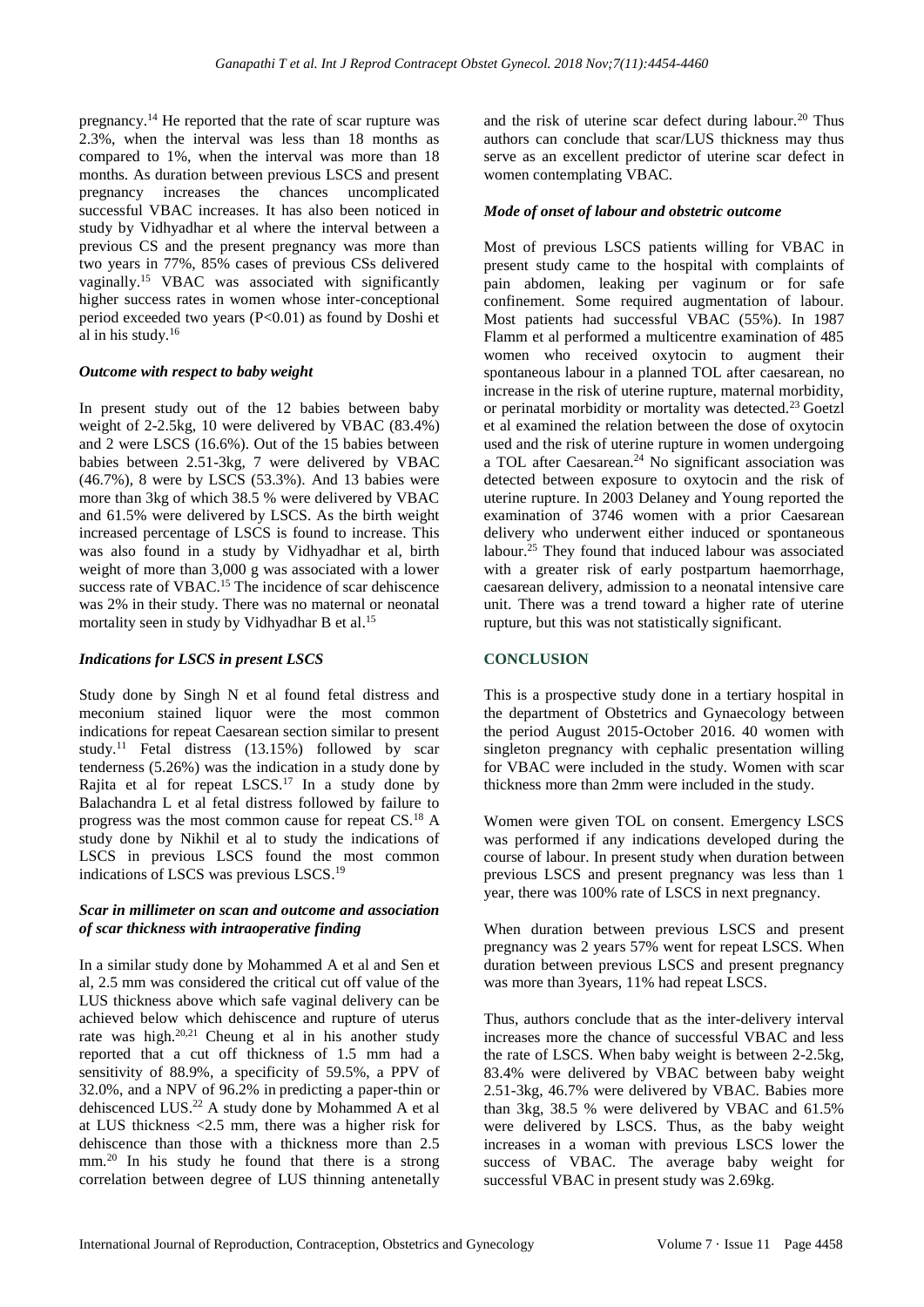pregnancy.[14] He reported that the rate of scar rupture was 2.3%, when the interval was less than 18 months as compared to 1%, when the interval was more than 18 months. As duration between previous LSCS and present pregnancy increases the chances uncomplicated successful VBAC increases. It has also been noticed in study by Vidhyadhar et al where the interval between a previous CS and the present pregnancy was more than two years in 77%, 85% cases of previous CSs delivered vaginally.[15] VBAC was associated with significantly higher success rates in women whose inter-conceptional period exceeded two years ($P<0.01$) as found by Doshi et al in his study.[16]

### *Outcome with respect to baby weight*

In present study out of the 12 babies between baby weight of 2-2.5kg, 10 were delivered by VBAC (83.4%) and 2 were LSCS (16.6%). Out of the 15 babies between babies between 2.51-3kg, 7 were delivered by VBAC (46.7%), 8 were by LSCS (53.3%). And 13 babies were more than 3kg of which 38.5 % were delivered by VBAC and 61.5% were delivered by LSCS. As the birth weight increased percentage of LSCS is found to increase. This was also found in a study by Vidhyadhar et al, birth weight of more than 3,000 g was associated with a lower success rate of VBAC.[15] The incidence of scar dehiscence was 2% in their study. There was no maternal or neonatal mortality seen in study by Vidhyadhar B et al.[15]

### *Indications for LSCS in present LSCS*

Study done by Singh N et al found fetal distress and meconium stained liquor were the most common indications for repeat Caesarean section similar to present study.[11] Fetal distress (13.15%) followed by scar tenderness (5.26%) was the indication in a study done by Rajita et al for repeat LSCS.[17] In a study done by Balachandra L et al fetal distress followed by failure to progress was the most common cause for repeat CS.[18] A study done by Nikhil et al to study the indications of LSCS in previous LSCS found the most common indications of LSCS was previous LSCS.[19]

### *Scar in millimeter on scan and outcome and association of scar thickness with intraoperative finding*

In a similar study done by Mohammed A et al and Sen et al, 2.5 mm was considered the critical cut off value of the LUS thickness above which safe vaginal delivery can be achieved below which dehiscence and rupture of uterus rate was high.[20,21] Cheung et al in his another study reported that a cut off thickness of 1.5 mm had a sensitivity of 88.9%, a specificity of 59.5%, a PPV of 32.0%, and a NPV of 96.2% in predicting a paper-thin or dehiscenced LUS.[22] A study done by Mohammed A et al at LUS thickness <2.5 mm, there was a higher risk for dehiscence than those with a thickness more than 2.5 mm.[20] In his study he found that there is a strong correlation between degree of LUS thinning antenetally and the risk of uterine scar defect during labour.[20] Thus authors can conclude that scar/LUS thickness may thus serve as an excellent predictor of uterine scar defect in women contemplating VBAC.

### *Mode of onset of labour and obstetric outcome*

Most of previous LSCS patients willing for VBAC in present study came to the hospital with complaints of pain abdomen, leaking per vaginum or for safe confinement. Some required augmentation of labour. Most patients had successful VBAC (55%). In 1987 Flamm et al performed a multicentre examination of 485 women who received oxytocin to augment their spontaneous labour in a planned TOL after caesarean, no increase in the risk of uterine rupture, maternal morbidity, or perinatal morbidity or mortality was detected.[23] Goetzl et al examined the relation between the dose of oxytocin used and the risk of uterine rupture in women undergoing a TOL after Caesarean.[24] No significant association was detected between exposure to oxytocin and the risk of uterine rupture. In 2003 Delaney and Young reported the examination of 3746 women with a prior Caesarean delivery who underwent either induced or spontaneous labour.[25] They found that induced labour was associated with a greater risk of early postpartum haemorrhage, caesarean delivery, admission to a neonatal intensive care unit. There was a trend toward a higher rate of uterine rupture, but this was not statistically significant.

## CONCLUSION

This is a prospective study done in a tertiary hospital in the department of Obstetrics and Gynaecology between the period August 2015-October 2016. 40 women with singleton pregnancy with cephalic presentation willing for VBAC were included in the study. Women with scar thickness more than 2mm were included in the study.

Women were given TOL on consent. Emergency LSCS was performed if any indications developed during the course of labour. In present study when duration between previous LSCS and present pregnancy was less than 1 year, there was 100% rate of LSCS in next pregnancy.

When duration between previous LSCS and present pregnancy was 2 years 57% went for repeat LSCS. When duration between previous LSCS and present pregnancy was more than 3years, 11% had repeat LSCS.

Thus, authors conclude that as the inter-delivery interval increases more the chance of successful VBAC and less the rate of LSCS. When baby weight is between 2-2.5kg, 83.4% were delivered by VBAC between baby weight 2.51-3kg, 46.7% were delivered by VBAC. Babies more than 3kg, 38.5 % were delivered by VBAC and 61.5% were delivered by LSCS. Thus, as the baby weight increases in a woman with previous LSCS lower the success of VBAC. The average baby weight for successful VBAC in present study was 2.69kg.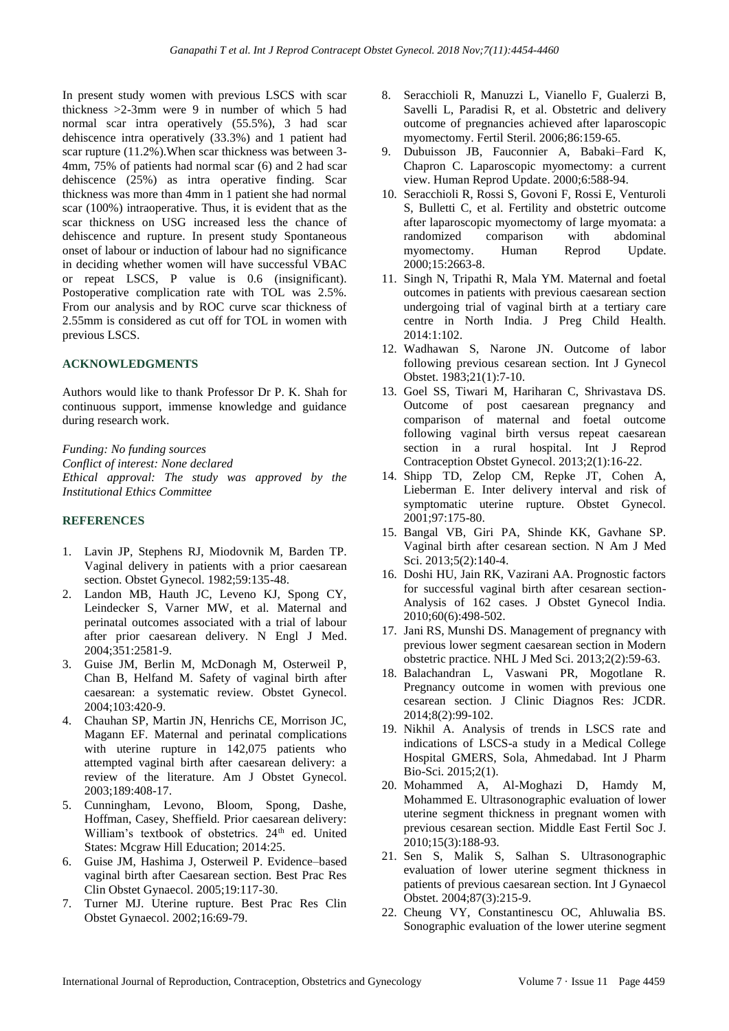In present study women with previous LSCS with scar thickness >2-3mm were 9 in number of which 5 had normal scar intra operatively (55.5%), 3 had scar dehiscence intra operatively (33.3%) and 1 patient had scar rupture (11.2%).When scar thickness was between 3-4mm, 75% of patients had normal scar (6) and 2 had scar dehiscence (25%) as intra operative finding. Scar thickness was more than 4mm in 1 patient she had normal scar (100%) intraoperative. Thus, it is evident that as the scar thickness on USG increased less the chance of dehiscence and rupture. In present study Spontaneous onset of labour or induction of labour had no significance in deciding whether women will have successful VBAC or repeat LSCS, P value is 0.6 (insignificant). Postoperative complication rate with TOL was 2.5%. From our analysis and by ROC curve scar thickness of 2.55mm is considered as cut off for TOL in women with previous LSCS.

## ACKNOWLEDGMENTS

Authors would like to thank Professor Dr P. K. Shah for continuous support, immense knowledge and guidance during research work.

*Funding: No funding sources*
*Conflict of interest: None declared*
*Ethical approval: The study was approved by the Institutional Ethics Committee*

## REFERENCES

1. Lavin JP, Stephens RJ, Miodovnik M, Barden TP. Vaginal delivery in patients with a prior caesarean section. Obstet Gynecol. 1982;59:135-48.
2. Landon MB, Hauth JC, Leveno KJ, Spong CY, Leindecker S, Varner MW, et al. Maternal and perinatal outcomes associated with a trial of labour after prior caesarean delivery. N Engl J Med. 2004;351:2581-9.
3. Guise JM, Berlin M, McDonagh M, Osterweil P, Chan B, Helfand M. Safety of vaginal birth after caesarean: a systematic review. Obstet Gynecol. 2004;103:420-9.
4. Chauhan SP, Martin JN, Henrichs CE, Morrison JC, Magann EF. Maternal and perinatal complications with uterine rupture in 142,075 patients who attempted vaginal birth after caesarean delivery: a review of the literature. Am J Obstet Gynecol. 2003;189:408-17.
5. Cunningham, Levono, Bloom, Spong, Dashe, Hoffman, Casey, Sheffield. Prior caesarean delivery: William's textbook of obstetrics. 24th ed. United States: Mcgraw Hill Education; 2014:25.
6. Guise JM, Hashima J, Osterweil P. Evidence–based vaginal birth after Caesarean section. Best Prac Res Clin Obstet Gynaecol. 2005;19:117-30.
7. Turner MJ. Uterine rupture. Best Prac Res Clin Obstet Gynaecol. 2002;16:69-79.
8. Seracchioli R, Manuzzi L, Vianello F, Gualerzi B, Savelli L, Paradisi R, et al. Obstetric and delivery outcome of pregnancies achieved after laparoscopic myomectomy. Fertil Steril. 2006;86:159-65.
9. Dubuisson JB, Fauconnier A, Babaki–Fard K, Chapron C. Laparoscopic myomectomy: a current view. Human Reprod Update. 2000;6:588-94.
10. Seracchioli R, Rossi S, Govoni F, Rossi E, Venturoli S, Bulletti C, et al. Fertility and obstetric outcome after laparoscopic myomectomy of large myomata: a randomized comparison with abdominal myomectomy. Human Reprod Update. 2000;15:2663-8.
11. Singh N, Tripathi R, Mala YM. Maternal and foetal outcomes in patients with previous caesarean section undergoing trial of vaginal birth at a tertiary care centre in North India. J Preg Child Health. 2014:1:102.
12. Wadhawan S, Narone JN. Outcome of labor following previous cesarean section. Int J Gynecol Obstet. 1983;21(1):7-10.
13. Goel SS, Tiwari M, Hariharan C, Shrivastava DS. Outcome of post caesarean pregnancy and comparison of maternal and foetal outcome following vaginal birth versus repeat caesarean section in a rural hospital. Int J Reprod Contraception Obstet Gynecol. 2013;2(1):16-22.
14. Shipp TD, Zelop CM, Repke JT, Cohen A, Lieberman E. Inter delivery interval and risk of symptomatic uterine rupture. Obstet Gynecol. 2001;97:175-80.
15. Bangal VB, Giri PA, Shinde KK, Gavhane SP. Vaginal birth after cesarean section. N Am J Med Sci. 2013;5(2):140-4.
16. Doshi HU, Jain RK, Vazirani AA. Prognostic factors for successful vaginal birth after cesarean section-Analysis of 162 cases. J Obstet Gynecol India. 2010;60(6):498-502.
17. Jani RS, Munshi DS. Management of pregnancy with previous lower segment caesarean section in Modern obstetric practice. NHL J Med Sci. 2013;2(2):59-63.
18. Balachandran L, Vaswani PR, Mogotlane R. Pregnancy outcome in women with previous one cesarean section. J Clinic Diagnos Res: JCDR. 2014;8(2):99-102.
19. Nikhil A. Analysis of trends in LSCS rate and indications of LSCS-a study in a Medical College Hospital GMERS, Sola, Ahmedabad. Int J Pharm Bio-Sci. 2015;2(1).
20. Mohammed A, Al-Moghazi D, Hamdy M, Mohammed E. Ultrasonographic evaluation of lower uterine segment thickness in pregnant women with previous cesarean section. Middle East Fertil Soc J. 2010;15(3):188-93.
21. Sen S, Malik S, Salhan S. Ultrasonographic evaluation of lower uterine segment thickness in patients of previous caesarean section. Int J Gynaecol Obstet. 2004;87(3):215-9.
22. Cheung VY, Constantinescu OC, Ahluwalia BS. Sonographic evaluation of the lower uterine segment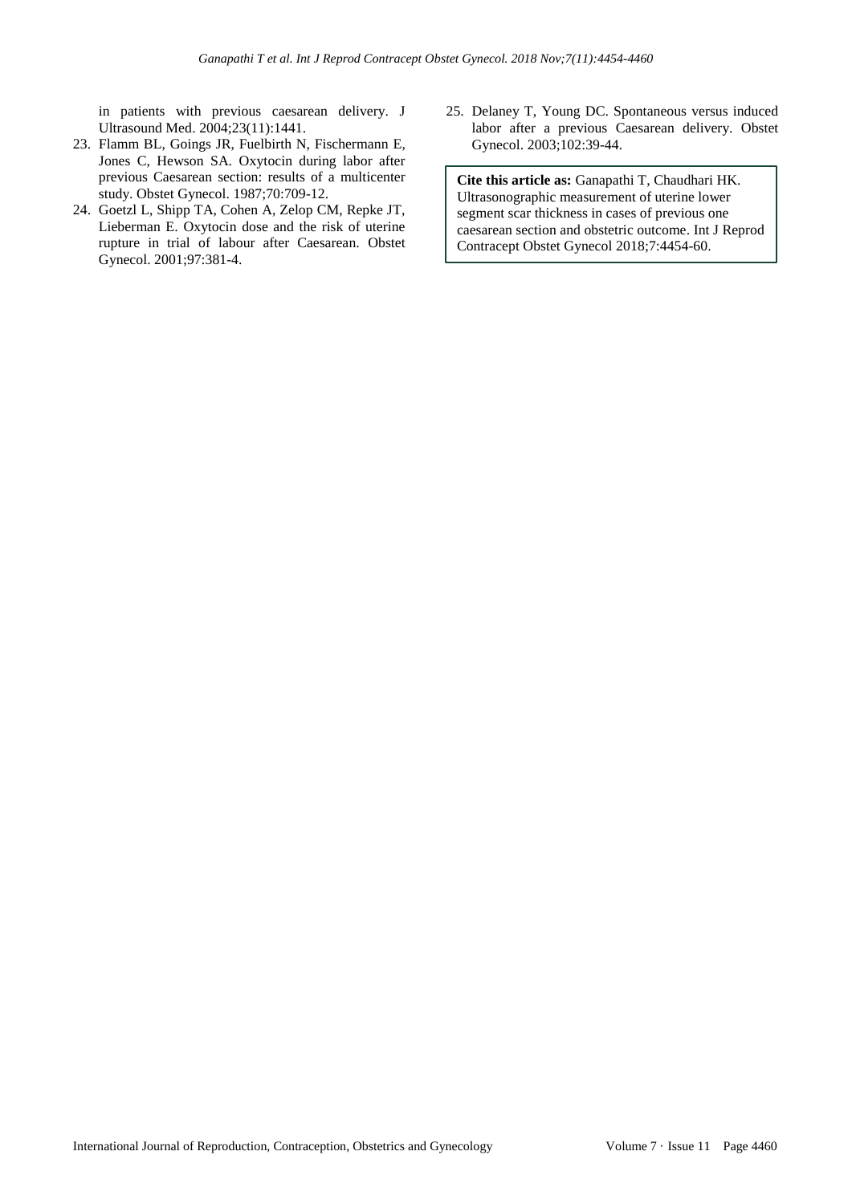in patients with previous caesarean delivery. J Ultrasound Med. 2004;23(11):1441.

23. Flamm BL, Goings JR, Fuelbirth N, Fischermann E, Jones C, Hewson SA. Oxytocin during labor after previous Caesarean section: results of a multicenter study. Obstet Gynecol. 1987;70:709-12.
24. Goetzl L, Shipp TA, Cohen A, Zelop CM, Repke JT, Lieberman E. Oxytocin dose and the risk of uterine rupture in trial of labour after Caesarean. Obstet Gynecol. 2001;97:381-4.
25. Delaney T, Young DC. Spontaneous versus induced labor after a previous Caesarean delivery. Obstet Gynecol. 2003;102:39-44.

**Cite this article as:** Ganapathi T, Chaudhari HK. Ultrasonographic measurement of uterine lower segment scar thickness in cases of previous one caesarean section and obstetric outcome. Int J Reprod Contracept Obstet Gynecol 2018;7:4454-60.